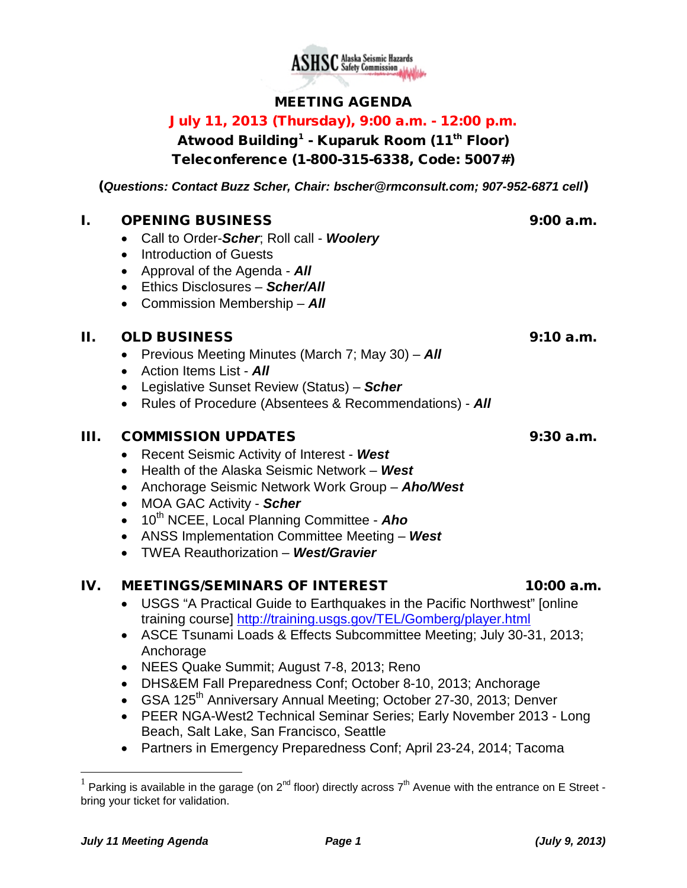# MEETING AGENDA

## July 11, 2013 (Thursday), 9:00 a.m. - 12:00 p.m.

## Atwood Building[1] - Kuparuk Room (11th Floor)

## Teleconference (1-800-315-6338, Code: 5007#)

(*Questions: Contact Buzz Scher, Chair: bscher@rmconsult.com; 907-952-6871 cell*)

## I. OPENING BUSINESS — 9:00 a.m.

- Call to Order-***Scher***; Roll call - ***Woolery***
- Introduction of Guests
- Approval of the Agenda - ***All***
- Ethics Disclosures – ***Scher/All***
- Commission Membership – ***All***

## II. OLD BUSINESS — 9:10 a.m.

- Previous Meeting Minutes (March 7; May 30) – ***All***
- Action Items List - ***All***
- Legislative Sunset Review (Status) – ***Scher***
- Rules of Procedure (Absentees & Recommendations) - ***All***

## III. COMMISSION UPDATES — 9:30 a.m.

- Recent Seismic Activity of Interest - ***West***
- Health of the Alaska Seismic Network – ***West***
- Anchorage Seismic Network Work Group – ***Aho/West***
- MOA GAC Activity - ***Scher***
- 10th NCEE, Local Planning Committee - ***Aho***
- ANSS Implementation Committee Meeting – ***West***
- TWEA Reauthorization – ***West/Gravier***

## IV. MEETINGS/SEMINARS OF INTEREST — 10:00 a.m.

- USGS "A Practical Guide to Earthquakes in the Pacific Northwest" [online training course] http://training.usgs.gov/TEL/Gomberg/player.html
- ASCE Tsunami Loads & Effects Subcommittee Meeting; July 30-31, 2013; Anchorage
- NEES Quake Summit; August 7-8, 2013; Reno
- DHS&EM Fall Preparedness Conf; October 8-10, 2013; Anchorage
- GSA 125th Anniversary Annual Meeting; October 27-30, 2013; Denver
- PEER NGA-West2 Technical Seminar Series; Early November 2013 - Long Beach, Salt Lake, San Francisco, Seattle
- Partners in Emergency Preparedness Conf; April 23-24, 2014; Tacoma

---

[1] Parking is available in the garage (on 2nd floor) directly across 7th Avenue with the entrance on E Street - bring your ticket for validation.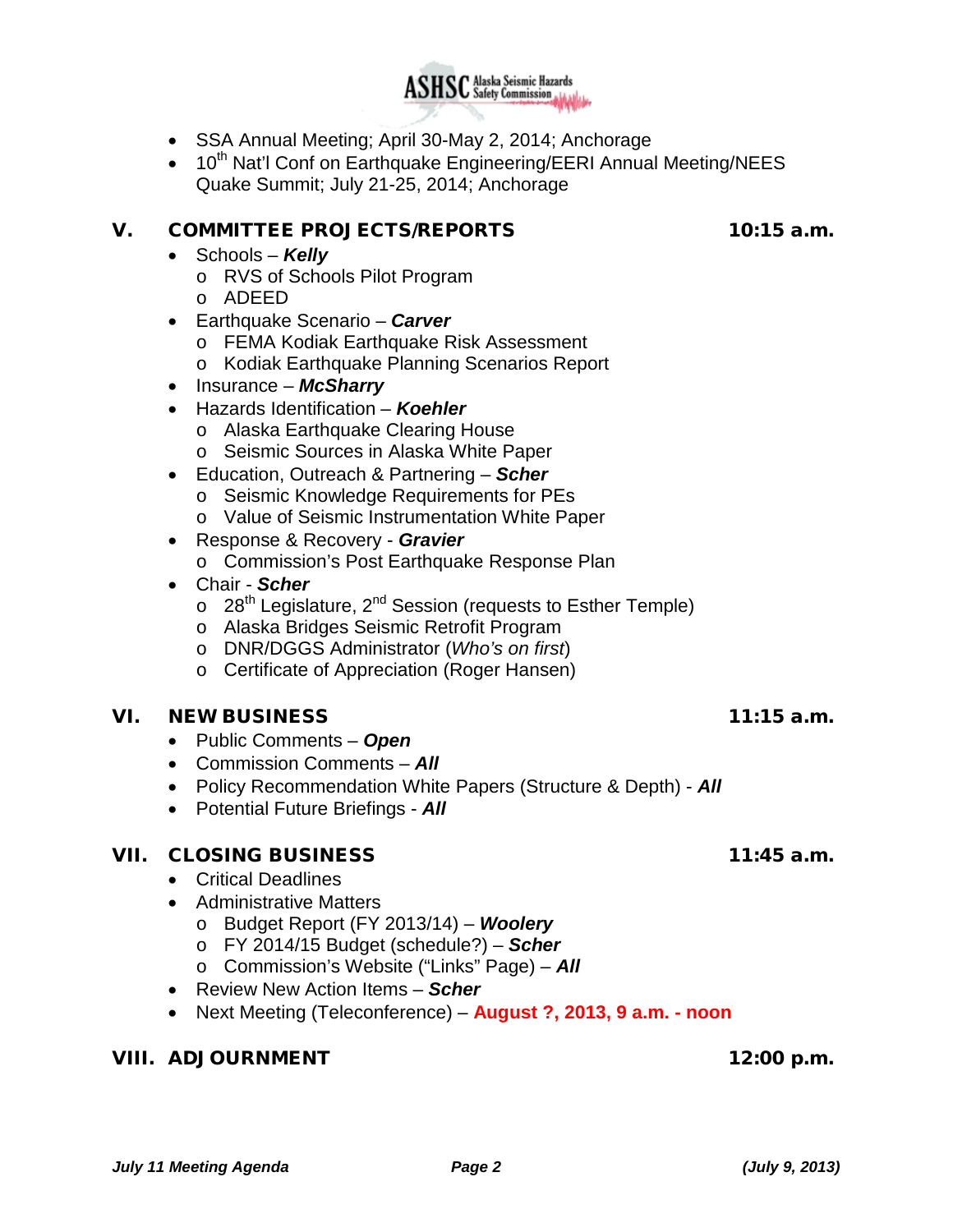- SSA Annual Meeting; April 30-May 2, 2014; Anchorage
- 10th Nat'l Conf on Earthquake Engineering/EERI Annual Meeting/NEES Quake Summit; July 21-25, 2014; Anchorage

## V. COMMITTEE PROJECTS/REPORTS — 10:15 a.m.

- Schools – ***Kelly***
  - RVS of Schools Pilot Program
  - ADEED
- Earthquake Scenario – ***Carver***
  - FEMA Kodiak Earthquake Risk Assessment
  - Kodiak Earthquake Planning Scenarios Report
- Insurance – ***McSharry***
- Hazards Identification – ***Koehler***
  - Alaska Earthquake Clearing House
  - Seismic Sources in Alaska White Paper
- Education, Outreach & Partnering – ***Scher***
  - Seismic Knowledge Requirements for PEs
  - Value of Seismic Instrumentation White Paper
- Response & Recovery - ***Gravier***
  - Commission's Post Earthquake Response Plan
- Chair - ***Scher***
  - 28th Legislature, 2nd Session (requests to Esther Temple)
  - Alaska Bridges Seismic Retrofit Program
  - DNR/DGGS Administrator (*Who's on first*)
  - Certificate of Appreciation (Roger Hansen)

## VI. NEW BUSINESS — 11:15 a.m.

- Public Comments – ***Open***
- Commission Comments – ***All***
- Policy Recommendation White Papers (Structure & Depth) - ***All***
- Potential Future Briefings - ***All***

## VII. CLOSING BUSINESS — 11:45 a.m.

- Critical Deadlines
- Administrative Matters
  - Budget Report (FY 2013/14) – ***Woolery***
  - FY 2014/15 Budget (schedule?) – ***Scher***
  - Commission's Website ("Links" Page) – ***All***
- Review New Action Items – ***Scher***
- Next Meeting (Teleconference) – **August ?, 2013, 9 a.m. - noon**

## VIII. ADJOURNMENT — 12:00 p.m.